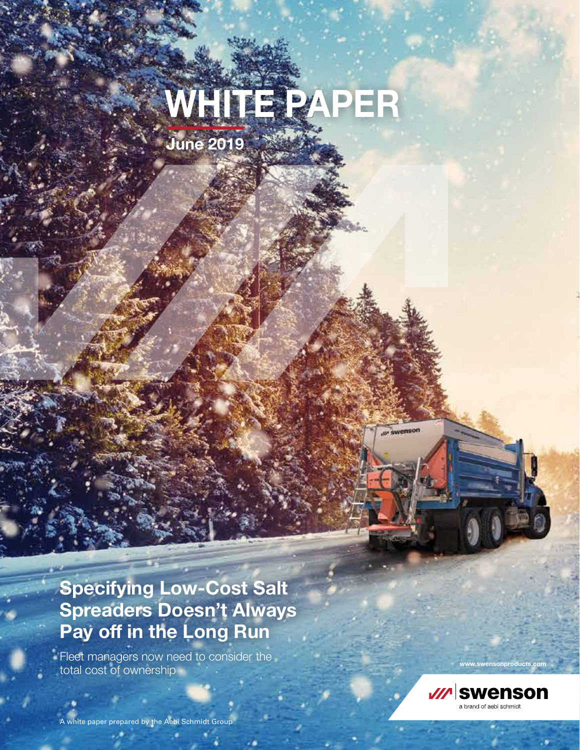# WHITE PAPER

**June 2019**

## Specifying Low-Cost Salt Spreaders Doesn't Always Pay off in the Long Run

Fleet managers now need to consider the total cost of ownership

www.swensonproducts.com

swenson
a brand of aebi schmidt

A white paper prepared by the Aebi Schmidt Group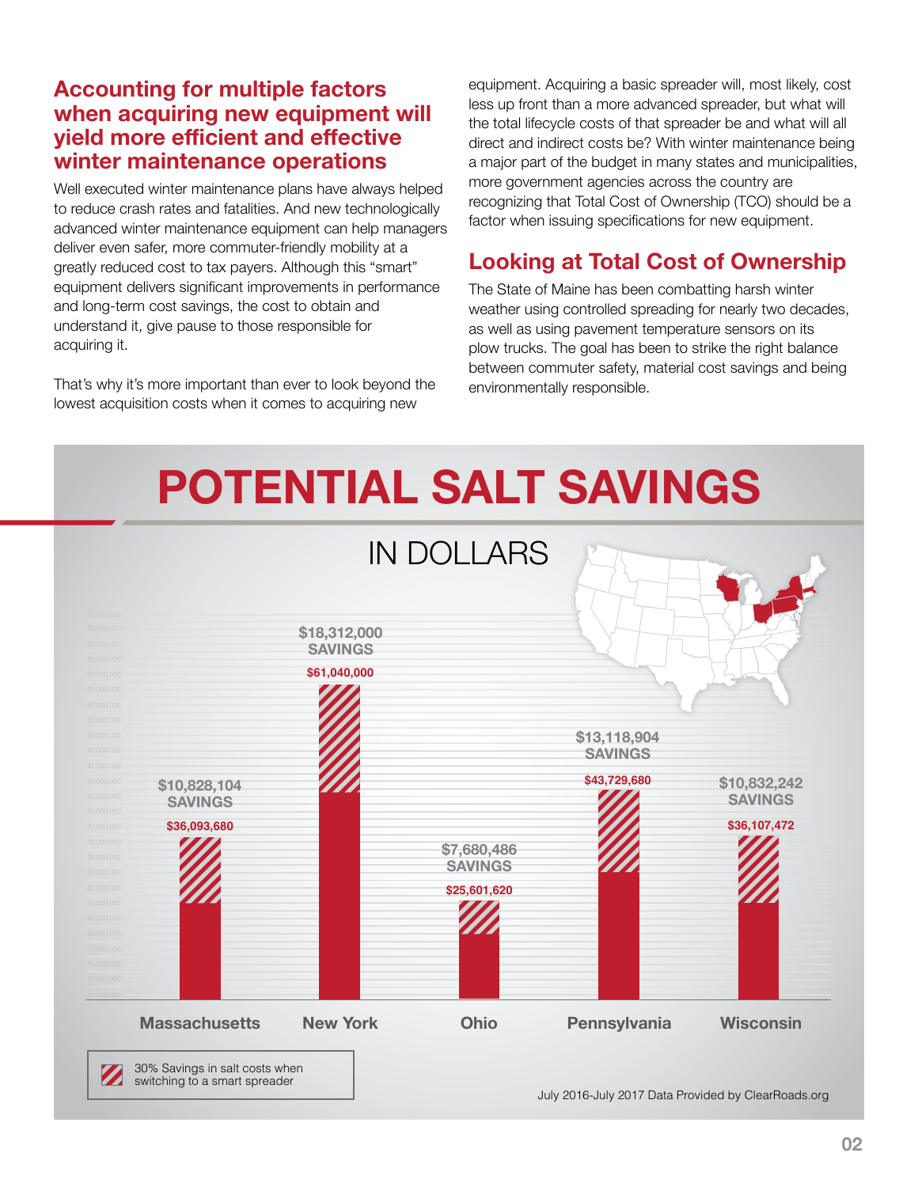## Accounting for multiple factors when acquiring new equipment will yield more efficient and effective winter maintenance operations

Well executed winter maintenance plans have always helped to reduce crash rates and fatalities. And new technologically advanced winter maintenance equipment can help managers deliver even safer, more commuter-friendly mobility at a greatly reduced cost to tax payers. Although this "smart" equipment delivers significant improvements in performance and long-term cost savings, the cost to obtain and understand it, give pause to those responsible for acquiring it.

That's why it's more important than ever to look beyond the lowest acquisition costs when it comes to acquiring new equipment. Acquiring a basic spreader will, most likely, cost less up front than a more advanced spreader, but what will the total lifecycle costs of that spreader be and what will all direct and indirect costs be? With winter maintenance being a major part of the budget in many states and municipalities, more government agencies across the country are recognizing that Total Cost of Ownership (TCO) should be a factor when issuing specifications for new equipment.

## Looking at Total Cost of Ownership

The State of Maine has been combatting harsh winter weather using controlled spreading for nearly two decades, as well as using pavement temperature sensors on its plow trucks. The goal has been to strike the right balance between commuter safety, material cost savings and being environmentally responsible.

# POTENTIAL SALT SAVINGS

## IN DOLLARS

| State | Total Salt Cost | Savings |
|---|---|---|
| Massachusetts | $36,093,680 | $10,828,104 SAVINGS |
| New York | $61,040,000 | $18,312,000 SAVINGS |
| Ohio | $25,601,620 | $7,680,486 SAVINGS |
| Pennsylvania | $43,729,680 | $13,118,904 SAVINGS |
| Wisconsin | $36,107,472 | $10,832,242 SAVINGS |

30% Savings in salt costs when switching to a smart spreader

July 2016-July 2017 Data Provided by ClearRoads.org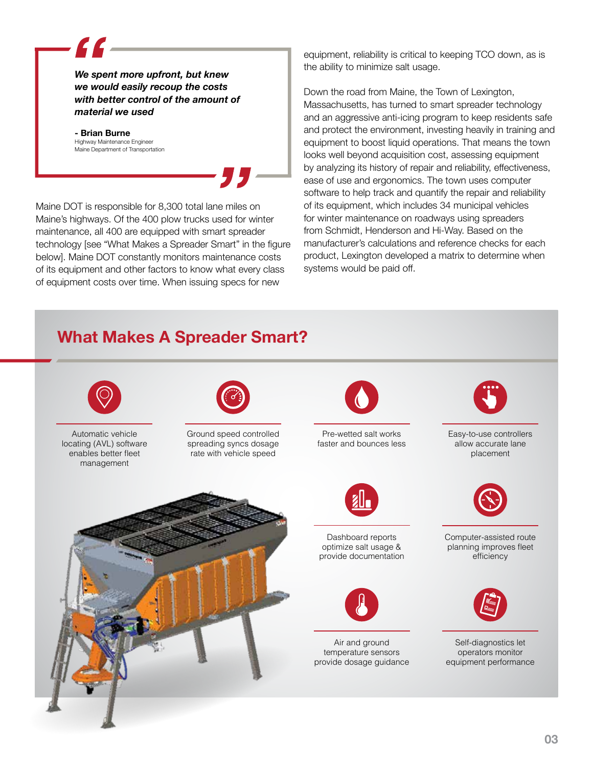> ***We spent more upfront, but knew we would easily recoup the costs with better control of the amount of material we used***
>
> **- Brian Burne**
> Highway Maintenance Engineer
> Maine Department of Transportation

Maine DOT is responsible for 8,300 total lane miles on Maine's highways. Of the 400 plow trucks used for winter maintenance, all 400 are equipped with smart spreader technology [see "What Makes a Spreader Smart" in the figure below]. Maine DOT constantly monitors maintenance costs of its equipment and other factors to know what every class of equipment costs over time. When issuing specs for new equipment, reliability is critical to keeping TCO down, as is the ability to minimize salt usage.

Down the road from Maine, the Town of Lexington, Massachusetts, has turned to smart spreader technology and an aggressive anti-icing program to keep residents safe and protect the environment, investing heavily in training and equipment to boost liquid operations. That means the town looks well beyond acquisition cost, assessing equipment by analyzing its history of repair and reliability, effectiveness, ease of use and ergonomics. The town uses computer software to help track and quantify the repair and reliability of its equipment, which includes 34 municipal vehicles for winter maintenance on roadways using spreaders from Schmidt, Henderson and Hi-Way. Based on the manufacturer's calculations and reference checks for each product, Lexington developed a matrix to determine when systems would be paid off.

## What Makes A Spreader Smart?

- Automatic vehicle locating (AVL) software enables better fleet management
- Ground speed controlled spreading syncs dosage rate with vehicle speed
- Pre-wetted salt works faster and bounces less
- Easy-to-use controllers allow accurate lane placement
- Dashboard reports optimize salt usage & provide documentation
- Computer-assisted route planning improves fleet efficiency
- Air and ground temperature sensors provide dosage guidance
- Self-diagnostics let operators monitor equipment performance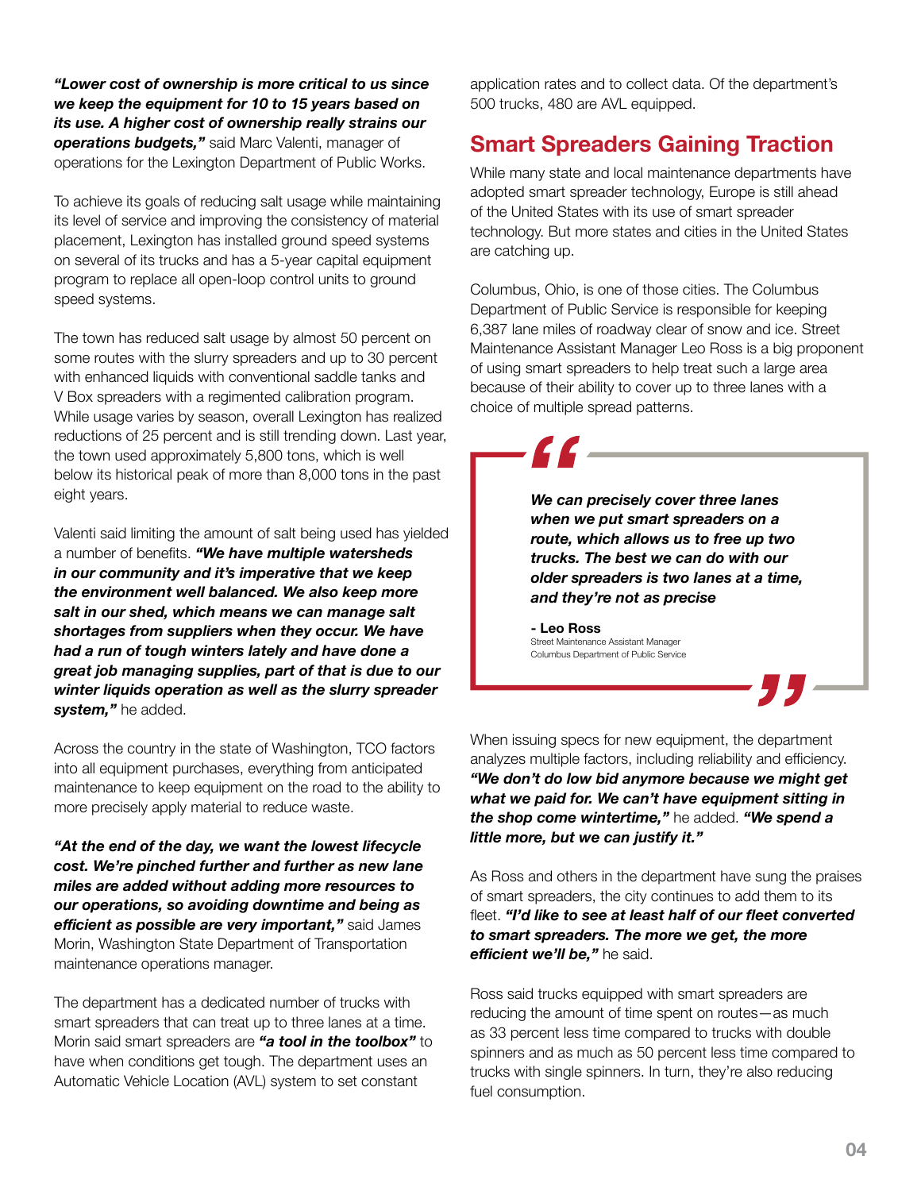***"Lower cost of ownership is more critical to us since we keep the equipment for 10 to 15 years based on its use. A higher cost of ownership really strains our operations budgets,"*** said Marc Valenti, manager of operations for the Lexington Department of Public Works.

To achieve its goals of reducing salt usage while maintaining its level of service and improving the consistency of material placement, Lexington has installed ground speed systems on several of its trucks and has a 5-year capital equipment program to replace all open-loop control units to ground speed systems.

The town has reduced salt usage by almost 50 percent on some routes with the slurry spreaders and up to 30 percent with enhanced liquids with conventional saddle tanks and V Box spreaders with a regimented calibration program. While usage varies by season, overall Lexington has realized reductions of 25 percent and is still trending down. Last year, the town used approximately 5,800 tons, which is well below its historical peak of more than 8,000 tons in the past eight years.

Valenti said limiting the amount of salt being used has yielded a number of benefits. ***"We have multiple watersheds in our community and it's imperative that we keep the environment well balanced. We also keep more salt in our shed, which means we can manage salt shortages from suppliers when they occur. We have had a run of tough winters lately and have done a great job managing supplies, part of that is due to our winter liquids operation as well as the slurry spreader system,"*** he added.

Across the country in the state of Washington, TCO factors into all equipment purchases, everything from anticipated maintenance to keep equipment on the road to the ability to more precisely apply material to reduce waste.

***"At the end of the day, we want the lowest lifecycle cost. We're pinched further and further as new lane miles are added without adding more resources to our operations, so avoiding downtime and being as efficient as possible are very important,"*** said James Morin, Washington State Department of Transportation maintenance operations manager.

The department has a dedicated number of trucks with smart spreaders that can treat up to three lanes at a time. Morin said smart spreaders are ***"a tool in the toolbox"*** to have when conditions get tough. The department uses an Automatic Vehicle Location (AVL) system to set constant application rates and to collect data. Of the department's 500 trucks, 480 are AVL equipped.

## Smart Spreaders Gaining Traction

While many state and local maintenance departments have adopted smart spreader technology, Europe is still ahead of the United States with its use of smart spreader technology. But more states and cities in the United States are catching up.

Columbus, Ohio, is one of those cities. The Columbus Department of Public Service is responsible for keeping 6,387 lane miles of roadway clear of snow and ice. Street Maintenance Assistant Manager Leo Ross is a big proponent of using smart spreaders to help treat such a large area because of their ability to cover up to three lanes with a choice of multiple spread patterns.

> ***We can precisely cover three lanes when we put smart spreaders on a route, which allows us to free up two trucks. The best we can do with our older spreaders is two lanes at a time, and they're not as precise***
>
> **- Leo Ross**
> Street Maintenance Assistant Manager
> Columbus Department of Public Service

When issuing specs for new equipment, the department analyzes multiple factors, including reliability and efficiency. ***"We don't do low bid anymore because we might get what we paid for. We can't have equipment sitting in the shop come wintertime,"*** he added. ***"We spend a little more, but we can justify it."***

As Ross and others in the department have sung the praises of smart spreaders, the city continues to add them to its fleet. ***"I'd like to see at least half of our fleet converted to smart spreaders. The more we get, the more efficient we'll be,"*** he said.

Ross said trucks equipped with smart spreaders are reducing the amount of time spent on routes—as much as 33 percent less time compared to trucks with double spinners and as much as 50 percent less time compared to trucks with single spinners. In turn, they're also reducing fuel consumption.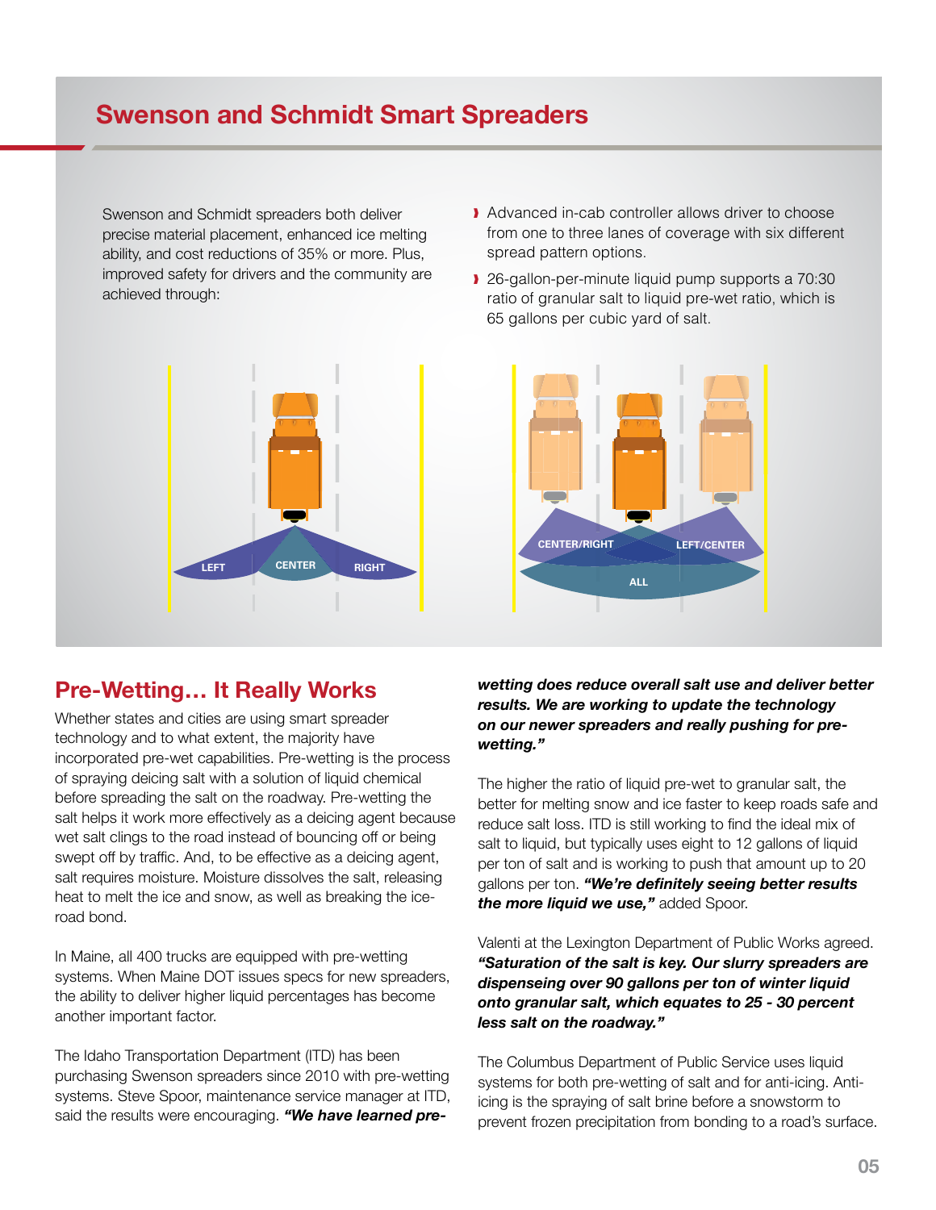## Swenson and Schmidt Smart Spreaders

Swenson and Schmidt spreaders both deliver precise material placement, enhanced ice melting ability, and cost reductions of 35% or more. Plus, improved safety for drivers and the community are achieved through:

- Advanced in-cab controller allows driver to choose from one to three lanes of coverage with six different spread pattern options.
- 26-gallon-per-minute liquid pump supports a 70:30 ratio of granular salt to liquid pre-wet ratio, which is 65 gallons per cubic yard of salt.

LEFT CENTER RIGHT

CENTER/RIGHT LEFT/CENTER ALL

## Pre-Wetting… It Really Works

Whether states and cities are using smart spreader technology and to what extent, the majority have incorporated pre-wet capabilities. Pre-wetting is the process of spraying deicing salt with a solution of liquid chemical before spreading the salt on the roadway. Pre-wetting the salt helps it work more effectively as a deicing agent because wet salt clings to the road instead of bouncing off or being swept off by traffic. And, to be effective as a deicing agent, salt requires moisture. Moisture dissolves the salt, releasing heat to melt the ice and snow, as well as breaking the ice-road bond.

In Maine, all 400 trucks are equipped with pre-wetting systems. When Maine DOT issues specs for new spreaders, the ability to deliver higher liquid percentages has become another important factor.

The Idaho Transportation Department (ITD) has been purchasing Swenson spreaders since 2010 with pre-wetting systems. Steve Spoor, maintenance service manager at ITD, said the results were encouraging. ***"We have learned pre-wetting does reduce overall salt use and deliver better results. We are working to update the technology on our newer spreaders and really pushing for pre-wetting."***

The higher the ratio of liquid pre-wet to granular salt, the better for melting snow and ice faster to keep roads safe and reduce salt loss. ITD is still working to find the ideal mix of salt to liquid, but typically uses eight to 12 gallons of liquid per ton of salt and is working to push that amount up to 20 gallons per ton. ***"We're definitely seeing better results the more liquid we use,"*** added Spoor.

Valenti at the Lexington Department of Public Works agreed. ***"Saturation of the salt is key. Our slurry spreaders are dispenseing over 90 gallons per ton of winter liquid onto granular salt, which equates to 25 - 30 percent less salt on the roadway."***

The Columbus Department of Public Service uses liquid systems for both pre-wetting of salt and for anti-icing. Anti-icing is the spraying of salt brine before a snowstorm to prevent frozen precipitation from bonding to a road's surface.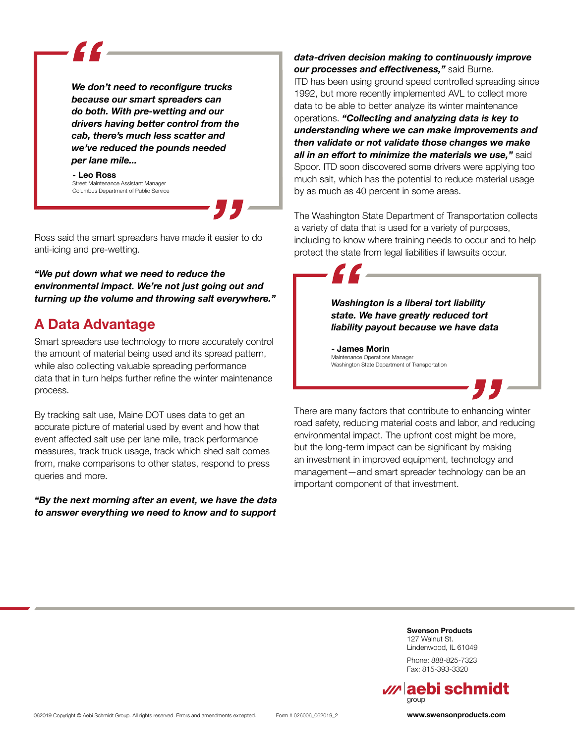> ***We don't need to reconfigure trucks because our smart spreaders can do both. With pre-wetting and our drivers having better control from the cab, there's much less scatter and we've reduced the pounds needed per lane mile...***
>
> **- Leo Ross**
> Street Maintenance Assistant Manager
> Columbus Department of Public Service

Ross said the smart spreaders have made it easier to do anti-icing and pre-wetting.

***"We put down what we need to reduce the environmental impact. We're not just going out and turning up the volume and throwing salt everywhere."***

## A Data Advantage

Smart spreaders use technology to more accurately control the amount of material being used and its spread pattern, while also collecting valuable spreading performance data that in turn helps further refine the winter maintenance process.

By tracking salt use, Maine DOT uses data to get an accurate picture of material used by event and how that event affected salt use per lane mile, track performance measures, track truck usage, track which shed salt comes from, make comparisons to other states, respond to press queries and more.

***"By the next morning after an event, we have the data to answer everything we need to know and to support data-driven decision making to continuously improve our processes and effectiveness,"*** said Burne.
ITD has been using ground speed controlled spreading since 1992, but more recently implemented AVL to collect more data to be able to better analyze its winter maintenance operations. ***"Collecting and analyzing data is key to understanding where we can make improvements and then validate or not validate those changes we make all in an effort to minimize the materials we use,"*** said Spoor. ITD soon discovered some drivers were applying too much salt, which has the potential to reduce material usage by as much as 40 percent in some areas.

The Washington State Department of Transportation collects a variety of data that is used for a variety of purposes, including to know where training needs to occur and to help protect the state from legal liabilities if lawsuits occur.

> ***Washington is a liberal tort liability state. We have greatly reduced tort liability payout because we have data***
>
> **- James Morin**
> Maintenance Operations Manager
> Washington State Department of Transportation

There are many factors that contribute to enhancing winter road safety, reducing material costs and labor, and reducing environmental impact. The upfront cost might be more, but the long-term impact can be significant by making an investment in improved equipment, technology and management—and smart spreader technology can be an important component of that investment.

**Swenson Products**
127 Walnut St.
Lindenwood, IL 61049

Phone: 888-825-7323
Fax: 815-393-3320

aebi schmidt group

**www.swensonproducts.com**

062019 Copyright © Aebi Schmidt Group. All rights reserved. Errors and amendments excepted.

Form # 026006_062019_2